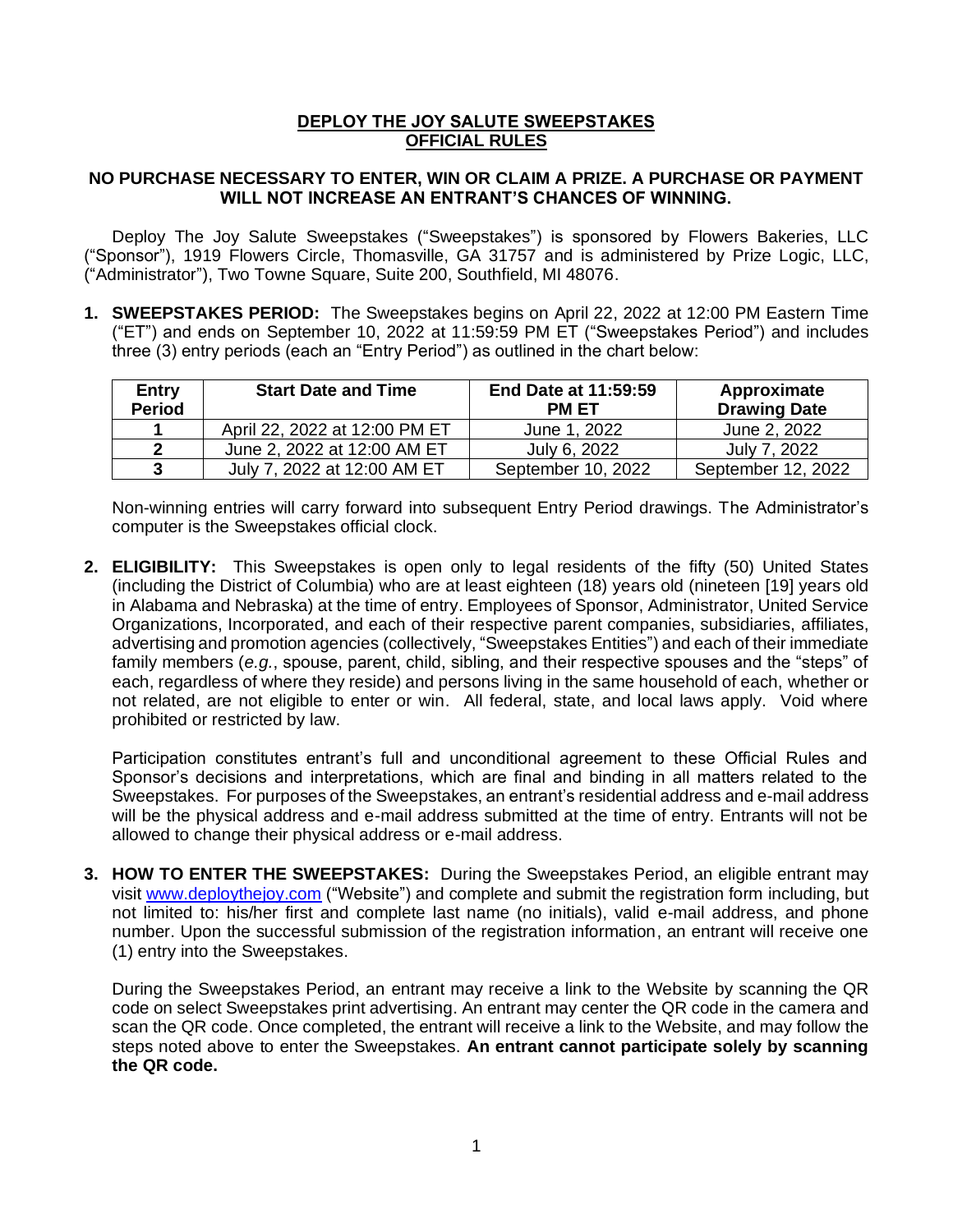# DEPLOY THE JOY SALUTE SWEEPSTAKES OFFICIAL RULES

**NO PURCHASE NECESSARY TO ENTER, WIN OR CLAIM A PRIZE. A PURCHASE OR PAYMENT WILL NOT INCREASE AN ENTRANT'S CHANCES OF WINNING.**

Deploy The Joy Salute Sweepstakes ("Sweepstakes") is sponsored by Flowers Bakeries, LLC ("Sponsor"), 1919 Flowers Circle, Thomasville, GA 31757 and is administered by Prize Logic, LLC, ("Administrator"), Two Towne Square, Suite 200, Southfield, MI 48076.

1. **SWEEPSTAKES PERIOD:** The Sweepstakes begins on April 22, 2022 at 12:00 PM Eastern Time ("ET") and ends on September 10, 2022 at 11:59:59 PM ET ("Sweepstakes Period") and includes three (3) entry periods (each an "Entry Period") as outlined in the chart below:

| Entry Period | Start Date and Time | End Date at 11:59:59 PM ET | Approximate Drawing Date |
|---|---|---|---|
| **1** | April 22, 2022 at 12:00 PM ET | June 1, 2022 | June 2, 2022 |
| **2** | June 2, 2022 at 12:00 AM ET | July 6, 2022 | July 7, 2022 |
| **3** | July 7, 2022 at 12:00 AM ET | September 10, 2022 | September 12, 2022 |

   Non-winning entries will carry forward into subsequent Entry Period drawings. The Administrator's computer is the Sweepstakes official clock.

2. **ELIGIBILITY:** This Sweepstakes is open only to legal residents of the fifty (50) United States (including the District of Columbia) who are at least eighteen (18) years old (nineteen [19] years old in Alabama and Nebraska) at the time of entry. Employees of Sponsor, Administrator, United Service Organizations, Incorporated, and each of their respective parent companies, subsidiaries, affiliates, advertising and promotion agencies (collectively, "Sweepstakes Entities") and each of their immediate family members (*e.g.*, spouse, parent, child, sibling, and their respective spouses and the "steps" of each, regardless of where they reside) and persons living in the same household of each, whether or not related, are not eligible to enter or win. All federal, state, and local laws apply. Void where prohibited or restricted by law.

   Participation constitutes entrant's full and unconditional agreement to these Official Rules and Sponsor's decisions and interpretations, which are final and binding in all matters related to the Sweepstakes. For purposes of the Sweepstakes, an entrant's residential address and e-mail address will be the physical address and e-mail address submitted at the time of entry. Entrants will not be allowed to change their physical address or e-mail address.

3. **HOW TO ENTER THE SWEEPSTAKES:** During the Sweepstakes Period, an eligible entrant may visit www.deploythejoy.com ("Website") and complete and submit the registration form including, but not limited to: his/her first and complete last name (no initials), valid e-mail address, and phone number. Upon the successful submission of the registration information, an entrant will receive one (1) entry into the Sweepstakes.

   During the Sweepstakes Period, an entrant may receive a link to the Website by scanning the QR code on select Sweepstakes print advertising. An entrant may center the QR code in the camera and scan the QR code. Once completed, the entrant will receive a link to the Website, and may follow the steps noted above to enter the Sweepstakes. **An entrant cannot participate solely by scanning the QR code.**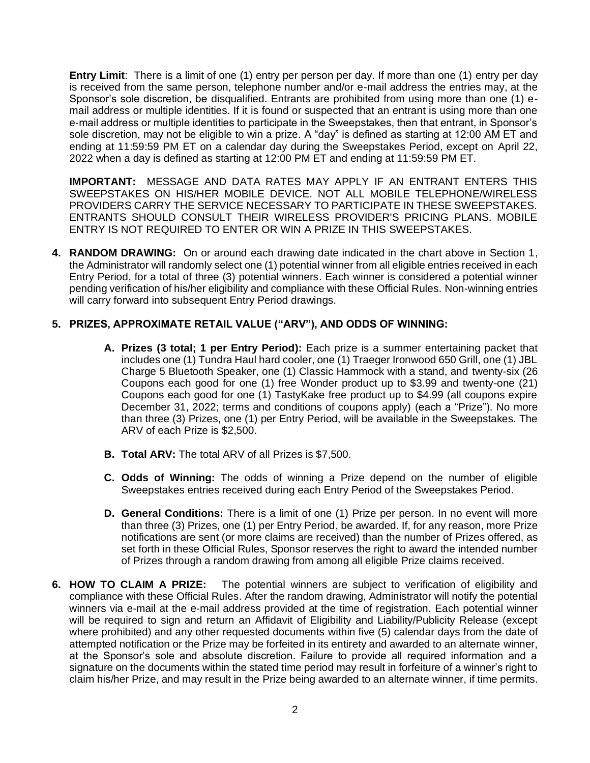**Entry Limit**: There is a limit of one (1) entry per person per day. If more than one (1) entry per day is received from the same person, telephone number and/or e-mail address the entries may, at the Sponsor's sole discretion, be disqualified. Entrants are prohibited from using more than one (1) e-mail address or multiple identities. If it is found or suspected that an entrant is using more than one e-mail address or multiple identities to participate in the Sweepstakes, then that entrant, in Sponsor's sole discretion, may not be eligible to win a prize. A "day" is defined as starting at 12:00 AM ET and ending at 11:59:59 PM ET on a calendar day during the Sweepstakes Period, except on April 22, 2022 when a day is defined as starting at 12:00 PM ET and ending at 11:59:59 PM ET.

**IMPORTANT:** MESSAGE AND DATA RATES MAY APPLY IF AN ENTRANT ENTERS THIS SWEEPSTAKES ON HIS/HER MOBILE DEVICE. NOT ALL MOBILE TELEPHONE/WIRELESS PROVIDERS CARRY THE SERVICE NECESSARY TO PARTICIPATE IN THESE SWEEPSTAKES. ENTRANTS SHOULD CONSULT THEIR WIRELESS PROVIDER'S PRICING PLANS. MOBILE ENTRY IS NOT REQUIRED TO ENTER OR WIN A PRIZE IN THIS SWEEPSTAKES.

4. **RANDOM DRAWING:** On or around each drawing date indicated in the chart above in Section 1, the Administrator will randomly select one (1) potential winner from all eligible entries received in each Entry Period, for a total of three (3) potential winners. Each winner is considered a potential winner pending verification of his/her eligibility and compliance with these Official Rules. Non-winning entries will carry forward into subsequent Entry Period drawings.

5. **PRIZES, APPROXIMATE RETAIL VALUE ("ARV"), AND ODDS OF WINNING:**

   A. **Prizes (3 total; 1 per Entry Period):** Each prize is a summer entertaining packet that includes one (1) Tundra Haul hard cooler, one (1) Traeger Ironwood 650 Grill, one (1) JBL Charge 5 Bluetooth Speaker, one (1) Classic Hammock with a stand, and twenty-six (26 Coupons each good for one (1) free Wonder product up to $3.99 and twenty-one (21) Coupons each good for one (1) TastyKake free product up to $4.99 (all coupons expire December 31, 2022; terms and conditions of coupons apply) (each a "Prize"). No more than three (3) Prizes, one (1) per Entry Period, will be available in the Sweepstakes. The ARV of each Prize is $2,500.

   B. **Total ARV:** The total ARV of all Prizes is $7,500.

   C. **Odds of Winning:** The odds of winning a Prize depend on the number of eligible Sweepstakes entries received during each Entry Period of the Sweepstakes Period.

   D. **General Conditions:** There is a limit of one (1) Prize per person. In no event will more than three (3) Prizes, one (1) per Entry Period, be awarded. If, for any reason, more Prize notifications are sent (or more claims are received) than the number of Prizes offered, as set forth in these Official Rules, Sponsor reserves the right to award the intended number of Prizes through a random drawing from among all eligible Prize claims received.

6. **HOW TO CLAIM A PRIZE:** The potential winners are subject to verification of eligibility and compliance with these Official Rules. After the random drawing, Administrator will notify the potential winners via e-mail at the e-mail address provided at the time of registration. Each potential winner will be required to sign and return an Affidavit of Eligibility and Liability/Publicity Release (except where prohibited) and any other requested documents within five (5) calendar days from the date of attempted notification or the Prize may be forfeited in its entirety and awarded to an alternate winner, at the Sponsor's sole and absolute discretion. Failure to provide all required information and a signature on the documents within the stated time period may result in forfeiture of a winner's right to claim his/her Prize, and may result in the Prize being awarded to an alternate winner, if time permits.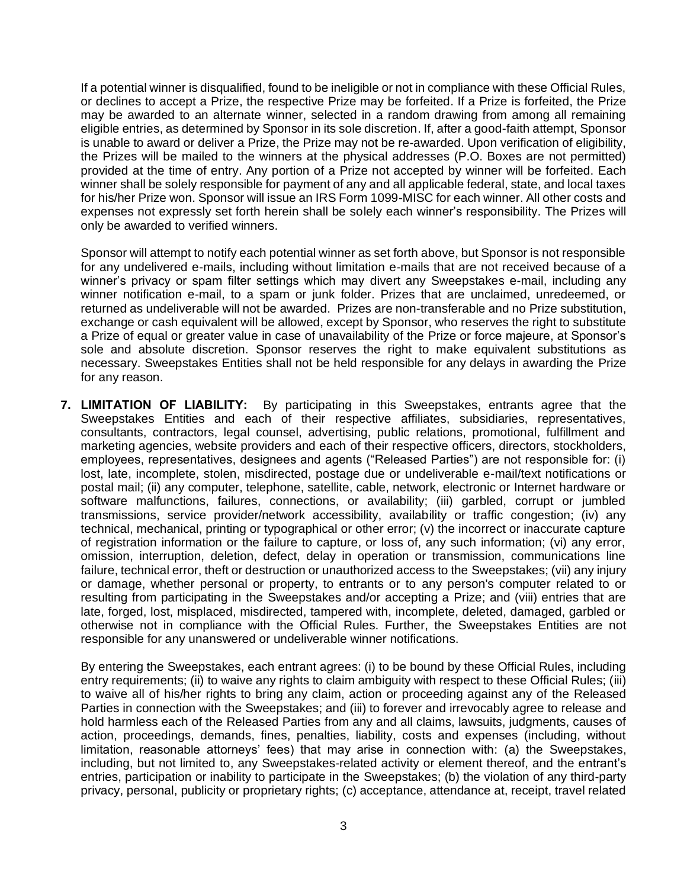If a potential winner is disqualified, found to be ineligible or not in compliance with these Official Rules, or declines to accept a Prize, the respective Prize may be forfeited. If a Prize is forfeited, the Prize may be awarded to an alternate winner, selected in a random drawing from among all remaining eligible entries, as determined by Sponsor in its sole discretion. If, after a good-faith attempt, Sponsor is unable to award or deliver a Prize, the Prize may not be re-awarded. Upon verification of eligibility, the Prizes will be mailed to the winners at the physical addresses (P.O. Boxes are not permitted) provided at the time of entry. Any portion of a Prize not accepted by winner will be forfeited. Each winner shall be solely responsible for payment of any and all applicable federal, state, and local taxes for his/her Prize won. Sponsor will issue an IRS Form 1099-MISC for each winner. All other costs and expenses not expressly set forth herein shall be solely each winner's responsibility. The Prizes will only be awarded to verified winners.

Sponsor will attempt to notify each potential winner as set forth above, but Sponsor is not responsible for any undelivered e-mails, including without limitation e-mails that are not received because of a winner's privacy or spam filter settings which may divert any Sweepstakes e-mail, including any winner notification e-mail, to a spam or junk folder. Prizes that are unclaimed, unredeemed, or returned as undeliverable will not be awarded. Prizes are non-transferable and no Prize substitution, exchange or cash equivalent will be allowed, except by Sponsor, who reserves the right to substitute a Prize of equal or greater value in case of unavailability of the Prize or force majeure, at Sponsor's sole and absolute discretion. Sponsor reserves the right to make equivalent substitutions as necessary. Sweepstakes Entities shall not be held responsible for any delays in awarding the Prize for any reason.

7. **LIMITATION OF LIABILITY:** By participating in this Sweepstakes, entrants agree that the Sweepstakes Entities and each of their respective affiliates, subsidiaries, representatives, consultants, contractors, legal counsel, advertising, public relations, promotional, fulfillment and marketing agencies, website providers and each of their respective officers, directors, stockholders, employees, representatives, designees and agents ("Released Parties") are not responsible for: (i) lost, late, incomplete, stolen, misdirected, postage due or undeliverable e-mail/text notifications or postal mail; (ii) any computer, telephone, satellite, cable, network, electronic or Internet hardware or software malfunctions, failures, connections, or availability; (iii) garbled, corrupt or jumbled transmissions, service provider/network accessibility, availability or traffic congestion; (iv) any technical, mechanical, printing or typographical or other error; (v) the incorrect or inaccurate capture of registration information or the failure to capture, or loss of, any such information; (vi) any error, omission, interruption, deletion, defect, delay in operation or transmission, communications line failure, technical error, theft or destruction or unauthorized access to the Sweepstakes; (vii) any injury or damage, whether personal or property, to entrants or to any person's computer related to or resulting from participating in the Sweepstakes and/or accepting a Prize; and (viii) entries that are late, forged, lost, misplaced, misdirected, tampered with, incomplete, deleted, damaged, garbled or otherwise not in compliance with the Official Rules. Further, the Sweepstakes Entities are not responsible for any unanswered or undeliverable winner notifications.

   By entering the Sweepstakes, each entrant agrees: (i) to be bound by these Official Rules, including entry requirements; (ii) to waive any rights to claim ambiguity with respect to these Official Rules; (iii) to waive all of his/her rights to bring any claim, action or proceeding against any of the Released Parties in connection with the Sweepstakes; and (iii) to forever and irrevocably agree to release and hold harmless each of the Released Parties from any and all claims, lawsuits, judgments, causes of action, proceedings, demands, fines, penalties, liability, costs and expenses (including, without limitation, reasonable attorneys' fees) that may arise in connection with: (a) the Sweepstakes, including, but not limited to, any Sweepstakes-related activity or element thereof, and the entrant's entries, participation or inability to participate in the Sweepstakes; (b) the violation of any third-party privacy, personal, publicity or proprietary rights; (c) acceptance, attendance at, receipt, travel related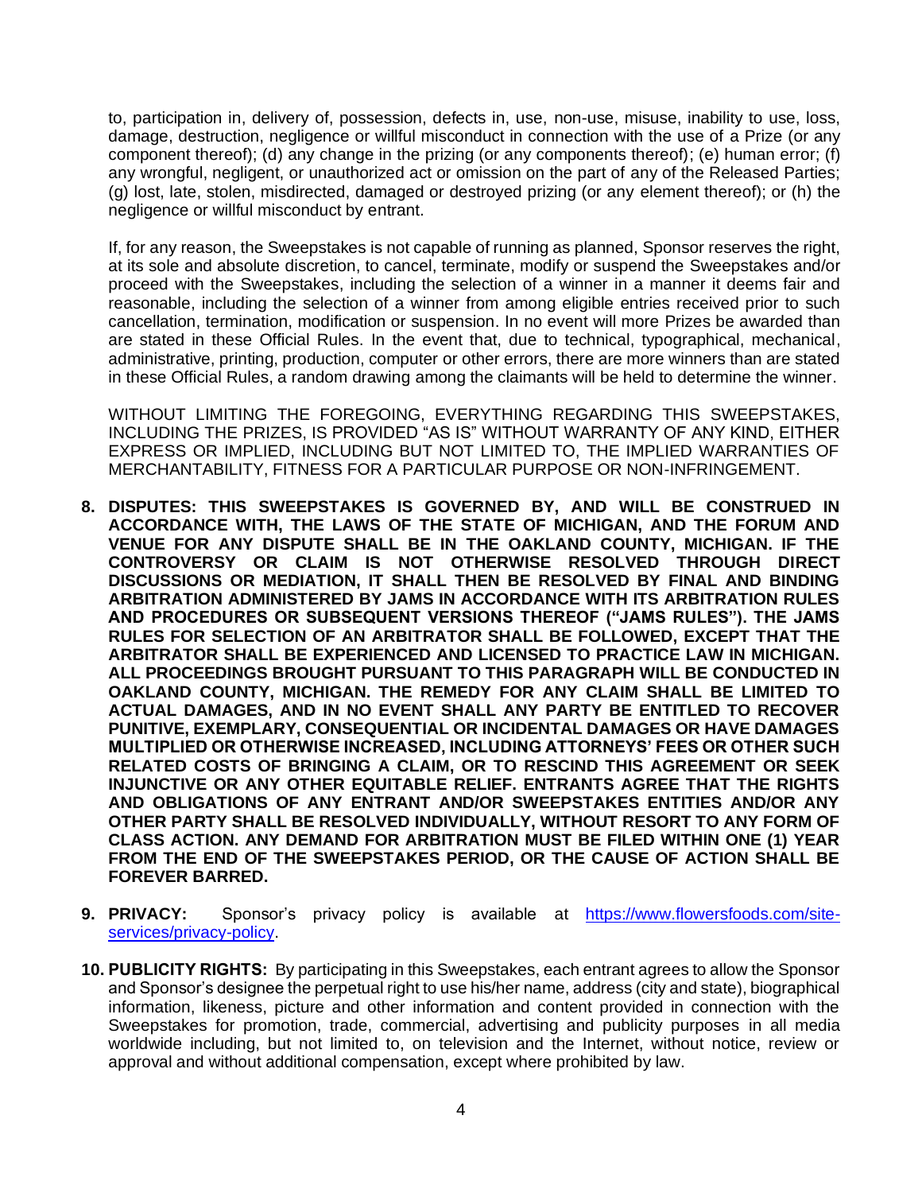to, participation in, delivery of, possession, defects in, use, non-use, misuse, inability to use, loss, damage, destruction, negligence or willful misconduct in connection with the use of a Prize (or any component thereof); (d) any change in the prizing (or any components thereof); (e) human error; (f) any wrongful, negligent, or unauthorized act or omission on the part of any of the Released Parties; (g) lost, late, stolen, misdirected, damaged or destroyed prizing (or any element thereof); or (h) the negligence or willful misconduct by entrant.

If, for any reason, the Sweepstakes is not capable of running as planned, Sponsor reserves the right, at its sole and absolute discretion, to cancel, terminate, modify or suspend the Sweepstakes and/or proceed with the Sweepstakes, including the selection of a winner in a manner it deems fair and reasonable, including the selection of a winner from among eligible entries received prior to such cancellation, termination, modification or suspension. In no event will more Prizes be awarded than are stated in these Official Rules. In the event that, due to technical, typographical, mechanical, administrative, printing, production, computer or other errors, there are more winners than are stated in these Official Rules, a random drawing among the claimants will be held to determine the winner.

WITHOUT LIMITING THE FOREGOING, EVERYTHING REGARDING THIS SWEEPSTAKES, INCLUDING THE PRIZES, IS PROVIDED "AS IS" WITHOUT WARRANTY OF ANY KIND, EITHER EXPRESS OR IMPLIED, INCLUDING BUT NOT LIMITED TO, THE IMPLIED WARRANTIES OF MERCHANTABILITY, FITNESS FOR A PARTICULAR PURPOSE OR NON-INFRINGEMENT.

8. **DISPUTES: THIS SWEEPSTAKES IS GOVERNED BY, AND WILL BE CONSTRUED IN ACCORDANCE WITH, THE LAWS OF THE STATE OF MICHIGAN, AND THE FORUM AND VENUE FOR ANY DISPUTE SHALL BE IN THE OAKLAND COUNTY, MICHIGAN. IF THE CONTROVERSY OR CLAIM IS NOT OTHERWISE RESOLVED THROUGH DIRECT DISCUSSIONS OR MEDIATION, IT SHALL THEN BE RESOLVED BY FINAL AND BINDING ARBITRATION ADMINISTERED BY JAMS IN ACCORDANCE WITH ITS ARBITRATION RULES AND PROCEDURES OR SUBSEQUENT VERSIONS THEREOF ("JAMS RULES"). THE JAMS RULES FOR SELECTION OF AN ARBITRATOR SHALL BE FOLLOWED, EXCEPT THAT THE ARBITRATOR SHALL BE EXPERIENCED AND LICENSED TO PRACTICE LAW IN MICHIGAN. ALL PROCEEDINGS BROUGHT PURSUANT TO THIS PARAGRAPH WILL BE CONDUCTED IN OAKLAND COUNTY, MICHIGAN. THE REMEDY FOR ANY CLAIM SHALL BE LIMITED TO ACTUAL DAMAGES, AND IN NO EVENT SHALL ANY PARTY BE ENTITLED TO RECOVER PUNITIVE, EXEMPLARY, CONSEQUENTIAL OR INCIDENTAL DAMAGES OR HAVE DAMAGES MULTIPLIED OR OTHERWISE INCREASED, INCLUDING ATTORNEYS' FEES OR OTHER SUCH RELATED COSTS OF BRINGING A CLAIM, OR TO RESCIND THIS AGREEMENT OR SEEK INJUNCTIVE OR ANY OTHER EQUITABLE RELIEF. ENTRANTS AGREE THAT THE RIGHTS AND OBLIGATIONS OF ANY ENTRANT AND/OR SWEEPSTAKES ENTITIES AND/OR ANY OTHER PARTY SHALL BE RESOLVED INDIVIDUALLY, WITHOUT RESORT TO ANY FORM OF CLASS ACTION. ANY DEMAND FOR ARBITRATION MUST BE FILED WITHIN ONE (1) YEAR FROM THE END OF THE SWEEPSTAKES PERIOD, OR THE CAUSE OF ACTION SHALL BE FOREVER BARRED.**

9. **PRIVACY:** Sponsor's privacy policy is available at [https://www.flowersfoods.com/site-services/privacy-policy](https://www.flowersfoods.com/site-services/privacy-policy).

10. **PUBLICITY RIGHTS:** By participating in this Sweepstakes, each entrant agrees to allow the Sponsor and Sponsor's designee the perpetual right to use his/her name, address (city and state), biographical information, likeness, picture and other information and content provided in connection with the Sweepstakes for promotion, trade, commercial, advertising and publicity purposes in all media worldwide including, but not limited to, on television and the Internet, without notice, review or approval and without additional compensation, except where prohibited by law.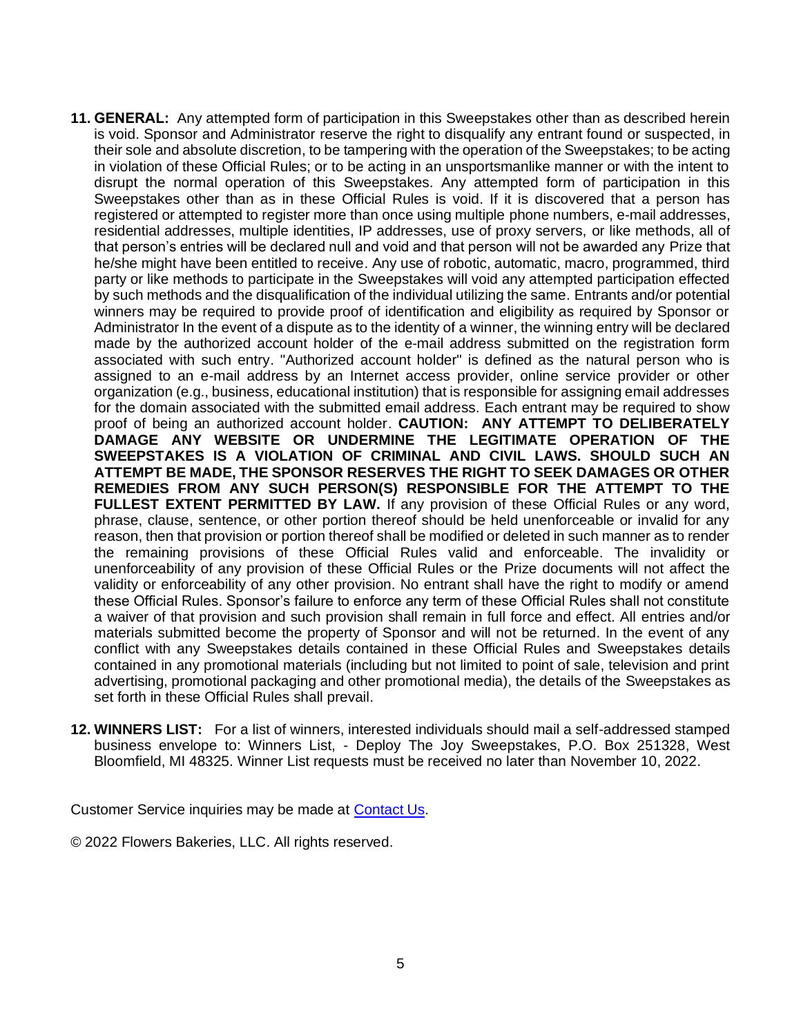11. **GENERAL:** Any attempted form of participation in this Sweepstakes other than as described herein is void. Sponsor and Administrator reserve the right to disqualify any entrant found or suspected, in their sole and absolute discretion, to be tampering with the operation of the Sweepstakes; to be acting in violation of these Official Rules; or to be acting in an unsportsmanlike manner or with the intent to disrupt the normal operation of this Sweepstakes. Any attempted form of participation in this Sweepstakes other than as in these Official Rules is void. If it is discovered that a person has registered or attempted to register more than once using multiple phone numbers, e-mail addresses, residential addresses, multiple identities, IP addresses, use of proxy servers, or like methods, all of that person's entries will be declared null and void and that person will not be awarded any Prize that he/she might have been entitled to receive. Any use of robotic, automatic, macro, programmed, third party or like methods to participate in the Sweepstakes will void any attempted participation effected by such methods and the disqualification of the individual utilizing the same. Entrants and/or potential winners may be required to provide proof of identification and eligibility as required by Sponsor or Administrator In the event of a dispute as to the identity of a winner, the winning entry will be declared made by the authorized account holder of the e-mail address submitted on the registration form associated with such entry. "Authorized account holder" is defined as the natural person who is assigned to an e-mail address by an Internet access provider, online service provider or other organization (e.g., business, educational institution) that is responsible for assigning email addresses for the domain associated with the submitted email address. Each entrant may be required to show proof of being an authorized account holder. **CAUTION: ANY ATTEMPT TO DELIBERATELY DAMAGE ANY WEBSITE OR UNDERMINE THE LEGITIMATE OPERATION OF THE SWEEPSTAKES IS A VIOLATION OF CRIMINAL AND CIVIL LAWS. SHOULD SUCH AN ATTEMPT BE MADE, THE SPONSOR RESERVES THE RIGHT TO SEEK DAMAGES OR OTHER REMEDIES FROM ANY SUCH PERSON(S) RESPONSIBLE FOR THE ATTEMPT TO THE FULLEST EXTENT PERMITTED BY LAW.** If any provision of these Official Rules or any word, phrase, clause, sentence, or other portion thereof should be held unenforceable or invalid for any reason, then that provision or portion thereof shall be modified or deleted in such manner as to render the remaining provisions of these Official Rules valid and enforceable. The invalidity or unenforceability of any provision of these Official Rules or the Prize documents will not affect the validity or enforceability of any other provision. No entrant shall have the right to modify or amend these Official Rules. Sponsor's failure to enforce any term of these Official Rules shall not constitute a waiver of that provision and such provision shall remain in full force and effect. All entries and/or materials submitted become the property of Sponsor and will not be returned. In the event of any conflict with any Sweepstakes details contained in these Official Rules and Sweepstakes details contained in any promotional materials (including but not limited to point of sale, television and print advertising, promotional packaging and other promotional media), the details of the Sweepstakes as set forth in these Official Rules shall prevail.

12. **WINNERS LIST:** For a list of winners, interested individuals should mail a self-addressed stamped business envelope to: Winners List, - Deploy The Joy Sweepstakes, P.O. Box 251328, West Bloomfield, MI 48325. Winner List requests must be received no later than November 10, 2022.

Customer Service inquiries may be made at Contact Us.

© 2022 Flowers Bakeries, LLC. All rights reserved.